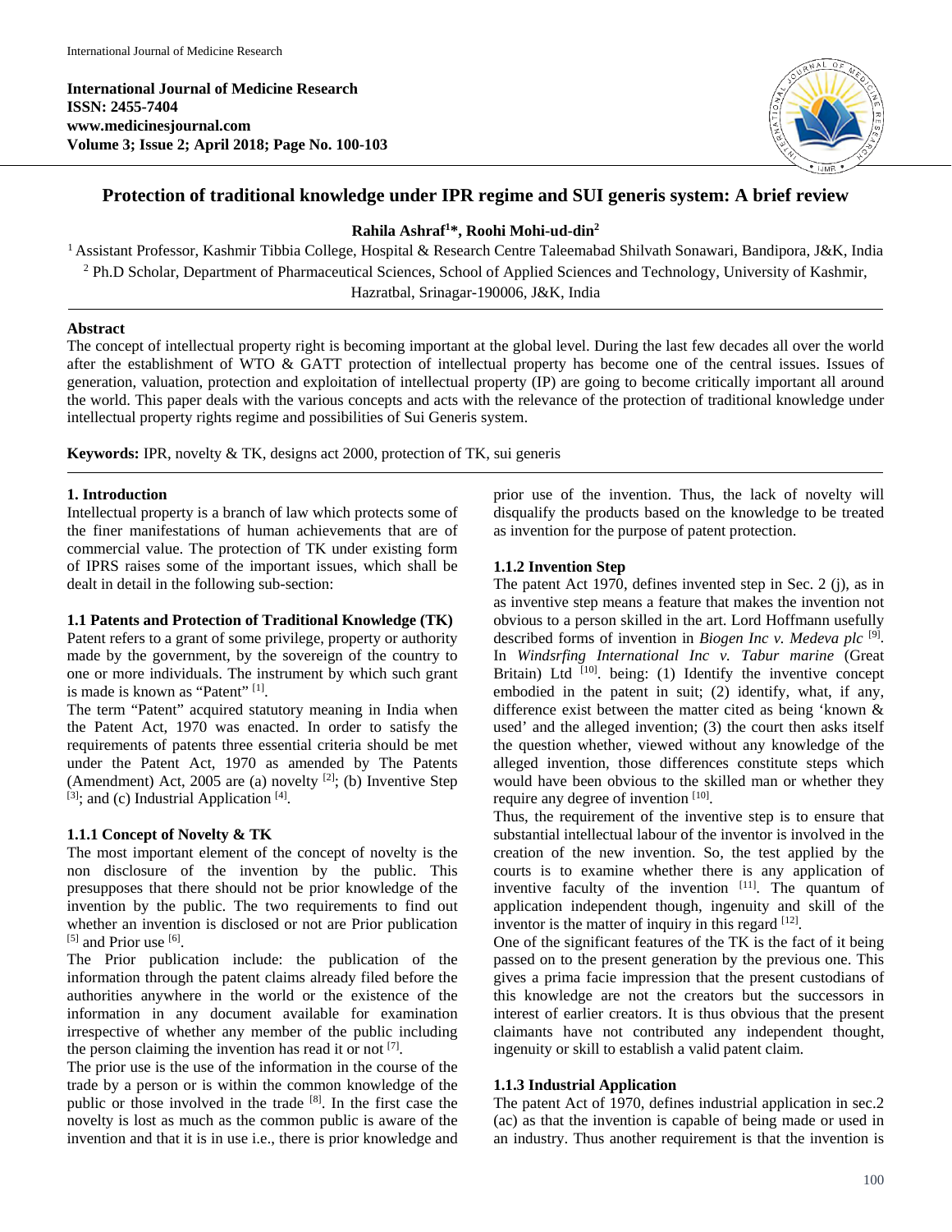International Journal of Medicine Research
**ISSN: 2455-7404**
**www.medicinesjournal.com**
**Volume 3; Issue 2; April 2018; Page No. 100-103**

# Protection of traditional knowledge under IPR regime and SUI generis system: A brief review

**Rahila Ashraf[1]\*, Roohi Mohi-ud-din[2]**

[1] Assistant Professor, Kashmir Tibbia College, Hospital & Research Centre Taleemabad Shilvath Sonawari, Bandipora, J&K, India
[2] Ph.D Scholar, Department of Pharmaceutical Sciences, School of Applied Sciences and Technology, University of Kashmir, Hazratbal, Srinagar-190006, J&K, India

## Abstract

The concept of intellectual property right is becoming important at the global level. During the last few decades all over the world after the establishment of WTO & GATT protection of intellectual property has become one of the central issues. Issues of generation, valuation, protection and exploitation of intellectual property (IP) are going to become critically important all around the world. This paper deals with the various concepts and acts with the relevance of the protection of traditional knowledge under intellectual property rights regime and possibilities of Sui Generis system.

**Keywords:** IPR, novelty & TK, designs act 2000, protection of TK, sui generis

## 1. Introduction

Intellectual property is a branch of law which protects some of the finer manifestations of human achievements that are of commercial value. The protection of TK under existing form of IPRS raises some of the important issues, which shall be dealt in detail in the following sub-section:

### 1.1 Patents and Protection of Traditional Knowledge (TK)

Patent refers to a grant of some privilege, property or authority made by the government, by the sovereign of the country to one or more individuals. The instrument by which such grant is made is known as "Patent" [1].

The term "Patent" acquired statutory meaning in India when the Patent Act, 1970 was enacted. In order to satisfy the requirements of patents three essential criteria should be met under the Patent Act, 1970 as amended by The Patents (Amendment) Act, 2005 are (a) novelty [2]; (b) Inventive Step [3]; and (c) Industrial Application [4].

#### 1.1.1 Concept of Novelty & TK

The most important element of the concept of novelty is the non disclosure of the invention by the public. This presupposes that there should not be prior knowledge of the invention by the public. The two requirements to find out whether an invention is disclosed or not are Prior publication [5] and Prior use [6].

The Prior publication include: the publication of the information through the patent claims already filed before the authorities anywhere in the world or the existence of the information in any document available for examination irrespective of whether any member of the public including the person claiming the invention has read it or not [7].

The prior use is the use of the information in the course of the trade by a person or is within the common knowledge of the public or those involved in the trade [8]. In the first case the novelty is lost as much as the common public is aware of the invention and that it is in use i.e., there is prior knowledge and prior use of the invention. Thus, the lack of novelty will disqualify the products based on the knowledge to be treated as invention for the purpose of patent protection.

#### 1.1.2 Invention Step

The patent Act 1970, defines invented step in Sec. 2 (j), as in as inventive step means a feature that makes the invention not obvious to a person skilled in the art. Lord Hoffmann usefully described forms of invention in *Biogen Inc v. Medeva plc* [9]. In *Windsrfing International Inc v. Tabur marine* (Great Britain) Ltd [10]. being: (1) Identify the inventive concept embodied in the patent in suit; (2) identify, what, if any, difference exist between the matter cited as being 'known & used' and the alleged invention; (3) the court then asks itself the question whether, viewed without any knowledge of the alleged invention, those differences constitute steps which would have been obvious to the skilled man or whether they require any degree of invention [10].

Thus, the requirement of the inventive step is to ensure that substantial intellectual labour of the inventor is involved in the creation of the new invention. So, the test applied by the courts is to examine whether there is any application of inventive faculty of the invention [11]. The quantum of application independent though, ingenuity and skill of the inventor is the matter of inquiry in this regard [12].

One of the significant features of the TK is the fact of it being passed on to the present generation by the previous one. This gives a prima facie impression that the present custodians of this knowledge are not the creators but the successors in interest of earlier creators. It is thus obvious that the present claimants have not contributed any independent thought, ingenuity or skill to establish a valid patent claim.

#### 1.1.3 Industrial Application

The patent Act of 1970, defines industrial application in sec.2 (ac) as that the invention is capable of being made or used in an industry. Thus another requirement is that the invention is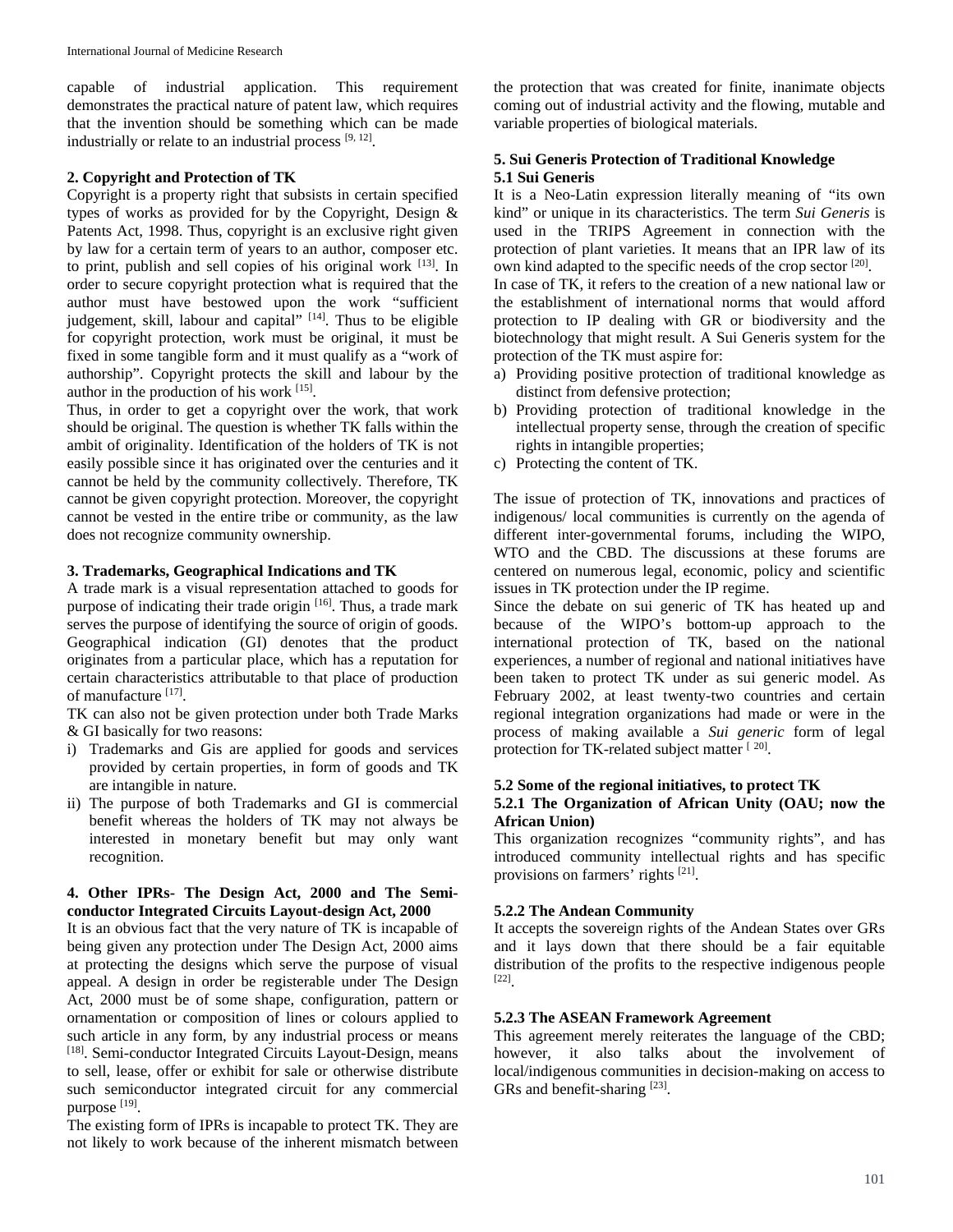capable of industrial application. This requirement demonstrates the practical nature of patent law, which requires that the invention should be something which can be made industrially or relate to an industrial process [9, 12].

**2. Copyright and Protection of TK**

Copyright is a property right that subsists in certain specified types of works as provided for by the Copyright, Design & Patents Act, 1998. Thus, copyright is an exclusive right given by law for a certain term of years to an author, composer etc. to print, publish and sell copies of his original work [13]. In order to secure copyright protection what is required that the author must have bestowed upon the work "sufficient judgement, skill, labour and capital" [14]. Thus to be eligible for copyright protection, work must be original, it must be fixed in some tangible form and it must qualify as a "work of authorship". Copyright protects the skill and labour by the author in the production of his work [15].

Thus, in order to get a copyright over the work, that work should be original. The question is whether TK falls within the ambit of originality. Identification of the holders of TK is not easily possible since it has originated over the centuries and it cannot be held by the community collectively. Therefore, TK cannot be given copyright protection. Moreover, the copyright cannot be vested in the entire tribe or community, as the law does not recognize community ownership.

**3. Trademarks, Geographical Indications and TK**

A trade mark is a visual representation attached to goods for purpose of indicating their trade origin [16]. Thus, a trade mark serves the purpose of identifying the source of origin of goods. Geographical indication (GI) denotes that the product originates from a particular place, which has a reputation for certain characteristics attributable to that place of production of manufacture [17].

TK can also not be given protection under both Trade Marks & GI basically for two reasons:

i) Trademarks and Gis are applied for goods and services provided by certain properties, in form of goods and TK are intangible in nature.
ii) The purpose of both Trademarks and GI is commercial benefit whereas the holders of TK may not always be interested in monetary benefit but may only want recognition.

**4. Other IPRs- The Design Act, 2000 and The Semi-conductor Integrated Circuits Layout-design Act, 2000**

It is an obvious fact that the very nature of TK is incapable of being given any protection under The Design Act, 2000 aims at protecting the designs which serve the purpose of visual appeal. A design in order be registerable under The Design Act, 2000 must be of some shape, configuration, pattern or ornamentation or composition of lines or colours applied to such article in any form, by any industrial process or means [18]. Semi-conductor Integrated Circuits Layout-Design, means to sell, lease, offer or exhibit for sale or otherwise distribute such semiconductor integrated circuit for any commercial purpose [19].

The existing form of IPRs is incapable to protect TK. They are not likely to work because of the inherent mismatch between the protection that was created for finite, inanimate objects coming out of industrial activity and the flowing, mutable and variable properties of biological materials.

**5. Sui Generis Protection of Traditional Knowledge**

**5.1 Sui Generis**

It is a Neo-Latin expression literally meaning of "its own kind" or unique in its characteristics. The term *Sui Generis* is used in the TRIPS Agreement in connection with the protection of plant varieties. It means that an IPR law of its own kind adapted to the specific needs of the crop sector [20].

In case of TK, it refers to the creation of a new national law or the establishment of international norms that would afford protection to IP dealing with GR or biodiversity and the biotechnology that might result. A Sui Generis system for the protection of the TK must aspire for:

a) Providing positive protection of traditional knowledge as distinct from defensive protection;
b) Providing protection of traditional knowledge in the intellectual property sense, through the creation of specific rights in intangible properties;
c) Protecting the content of TK.

The issue of protection of TK, innovations and practices of indigenous/ local communities is currently on the agenda of different inter-governmental forums, including the WIPO, WTO and the CBD. The discussions at these forums are centered on numerous legal, economic, policy and scientific issues in TK protection under the IP regime.

Since the debate on sui generic of TK has heated up and because of the WIPO's bottom-up approach to the international protection of TK, based on the national experiences, a number of regional and national initiatives have been taken to protect TK under as sui generic model. As February 2002, at least twenty-two countries and certain regional integration organizations had made or were in the process of making available a *Sui generic* form of legal protection for TK-related subject matter [20].

**5.2 Some of the regional initiatives, to protect TK**

**5.2.1 The Organization of African Unity (OAU; now the African Union)**

This organization recognizes "community rights", and has introduced community intellectual rights and has specific provisions on farmers' rights [21].

**5.2.2 The Andean Community**

It accepts the sovereign rights of the Andean States over GRs and it lays down that there should be a fair equitable distribution of the profits to the respective indigenous people [22].

**5.2.3 The ASEAN Framework Agreement**

This agreement merely reiterates the language of the CBD; however, it also talks about the involvement of local/indigenous communities in decision-making on access to GRs and benefit-sharing [23].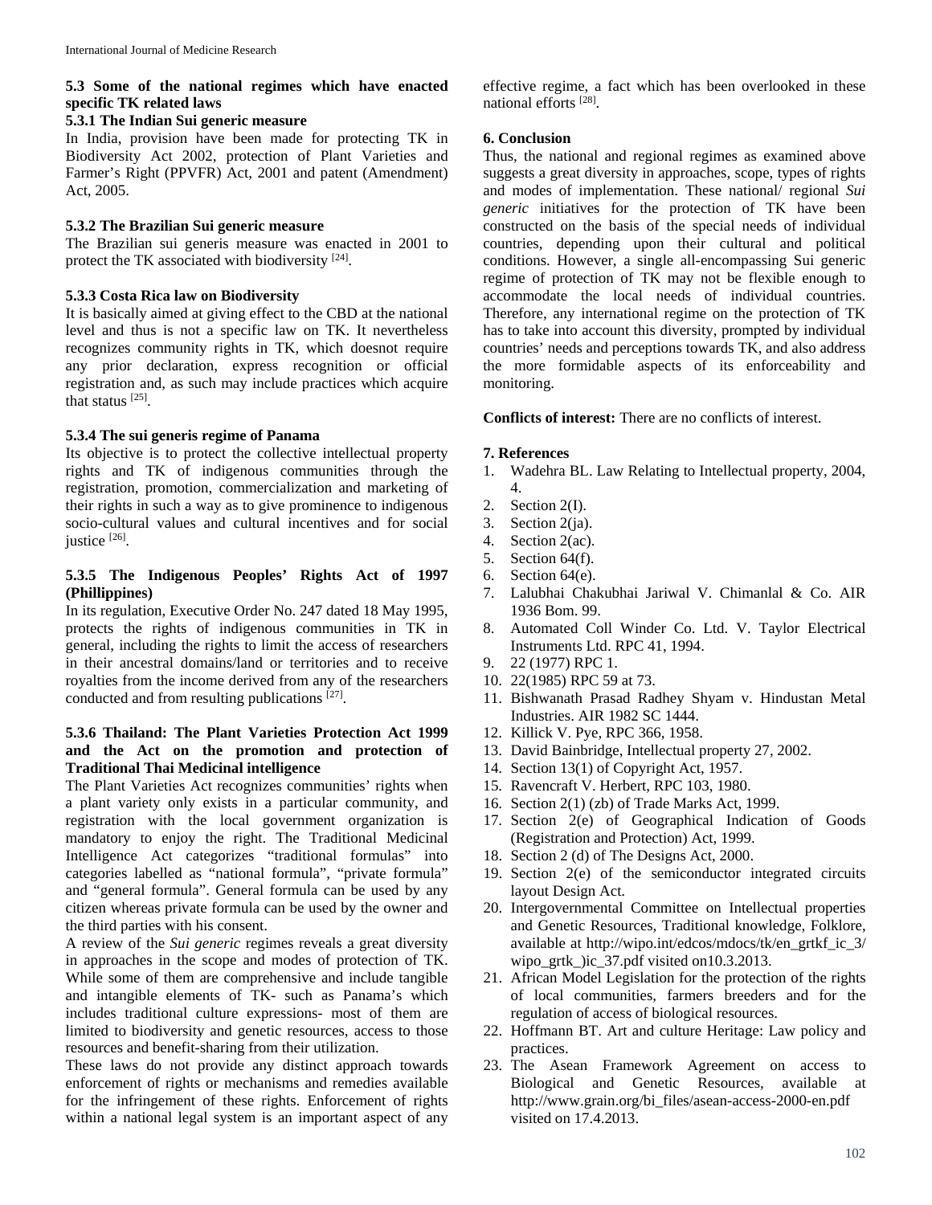### 5.3 Some of the national regimes which have enacted specific TK related laws

#### 5.3.1 The Indian Sui generic measure

In India, provision have been made for protecting TK in Biodiversity Act 2002, protection of Plant Varieties and Farmer's Right (PPVFR) Act, 2001 and patent (Amendment) Act, 2005.

#### 5.3.2 The Brazilian Sui generic measure

The Brazilian sui generis measure was enacted in 2001 to protect the TK associated with biodiversity [24].

#### 5.3.3 Costa Rica law on Biodiversity

It is basically aimed at giving effect to the CBD at the national level and thus is not a specific law on TK. It nevertheless recognizes community rights in TK, which doesnot require any prior declaration, express recognition or official registration and, as such may include practices which acquire that status [25].

#### 5.3.4 The sui generis regime of Panama

Its objective is to protect the collective intellectual property rights and TK of indigenous communities through the registration, promotion, commercialization and marketing of their rights in such a way as to give prominence to indigenous socio-cultural values and cultural incentives and for social justice [26].

#### 5.3.5 The Indigenous Peoples' Rights Act of 1997 (Phillippines)

In its regulation, Executive Order No. 247 dated 18 May 1995, protects the rights of indigenous communities in TK in general, including the rights to limit the access of researchers in their ancestral domains/land or territories and to receive royalties from the income derived from any of the researchers conducted and from resulting publications [27].

#### 5.3.6 Thailand: The Plant Varieties Protection Act 1999 and the Act on the promotion and protection of Traditional Thai Medicinal intelligence

The Plant Varieties Act recognizes communities' rights when a plant variety only exists in a particular community, and registration with the local government organization is mandatory to enjoy the right. The Traditional Medicinal Intelligence Act categorizes "traditional formulas" into categories labelled as "national formula", "private formula" and "general formula". General formula can be used by any citizen whereas private formula can be used by the owner and the third parties with his consent.

A review of the *Sui generic* regimes reveals a great diversity in approaches in the scope and modes of protection of TK. While some of them are comprehensive and include tangible and intangible elements of TK- such as Panama's which includes traditional culture expressions- most of them are limited to biodiversity and genetic resources, access to those resources and benefit-sharing from their utilization.

These laws do not provide any distinct approach towards enforcement of rights or mechanisms and remedies available for the infringement of these rights. Enforcement of rights within a national legal system is an important aspect of any effective regime, a fact which has been overlooked in these national efforts [28].

### 6. Conclusion

Thus, the national and regional regimes as examined above suggests a great diversity in approaches, scope, types of rights and modes of implementation. These national/ regional *Sui generic* initiatives for the protection of TK have been constructed on the basis of the special needs of individual countries, depending upon their cultural and political conditions. However, a single all-encompassing Sui generic regime of protection of TK may not be flexible enough to accommodate the local needs of individual countries. Therefore, any international regime on the protection of TK has to take into account this diversity, prompted by individual countries' needs and perceptions towards TK, and also address the more formidable aspects of its enforceability and monitoring.

**Conflicts of interest:** There are no conflicts of interest.

### 7. References

1. Wadehra BL. Law Relating to Intellectual property, 2004, 4.
2. Section 2(I).
3. Section 2(ja).
4. Section 2(ac).
5. Section 64(f).
6. Section 64(e).
7. Lalubhai Chakubhai Jariwal V. Chimanlal & Co. AIR 1936 Bom. 99.
8. Automated Coll Winder Co. Ltd. V. Taylor Electrical Instruments Ltd. RPC 41, 1994.
9. 22 (1977) RPC 1.
10. 22(1985) RPC 59 at 73.
11. Bishwanath Prasad Radhey Shyam v. Hindustan Metal Industries. AIR 1982 SC 1444.
12. Killick V. Pye, RPC 366, 1958.
13. David Bainbridge, Intellectual property 27, 2002.
14. Section 13(1) of Copyright Act, 1957.
15. Ravencraft V. Herbert, RPC 103, 1980.
16. Section 2(1) (zb) of Trade Marks Act, 1999.
17. Section 2(e) of Geographical Indication of Goods (Registration and Protection) Act, 1999.
18. Section 2 (d) of The Designs Act, 2000.
19. Section 2(e) of the semiconductor integrated circuits layout Design Act.
20. Intergovernmental Committee on Intellectual properties and Genetic Resources, Traditional knowledge, Folklore, available at http://wipo.int/edcos/mdocs/tk/en_grtkf_ic_3/wipo_grtk_)ic_37.pdf visited on10.3.2013.
21. African Model Legislation for the protection of the rights of local communities, farmers breeders and for the regulation of access of biological resources.
22. Hoffmann BT. Art and culture Heritage: Law policy and practices.
23. The Asean Framework Agreement on access to Biological and Genetic Resources, available at http://www.grain.org/bi_files/asean-access-2000-en.pdf visited on 17.4.2013.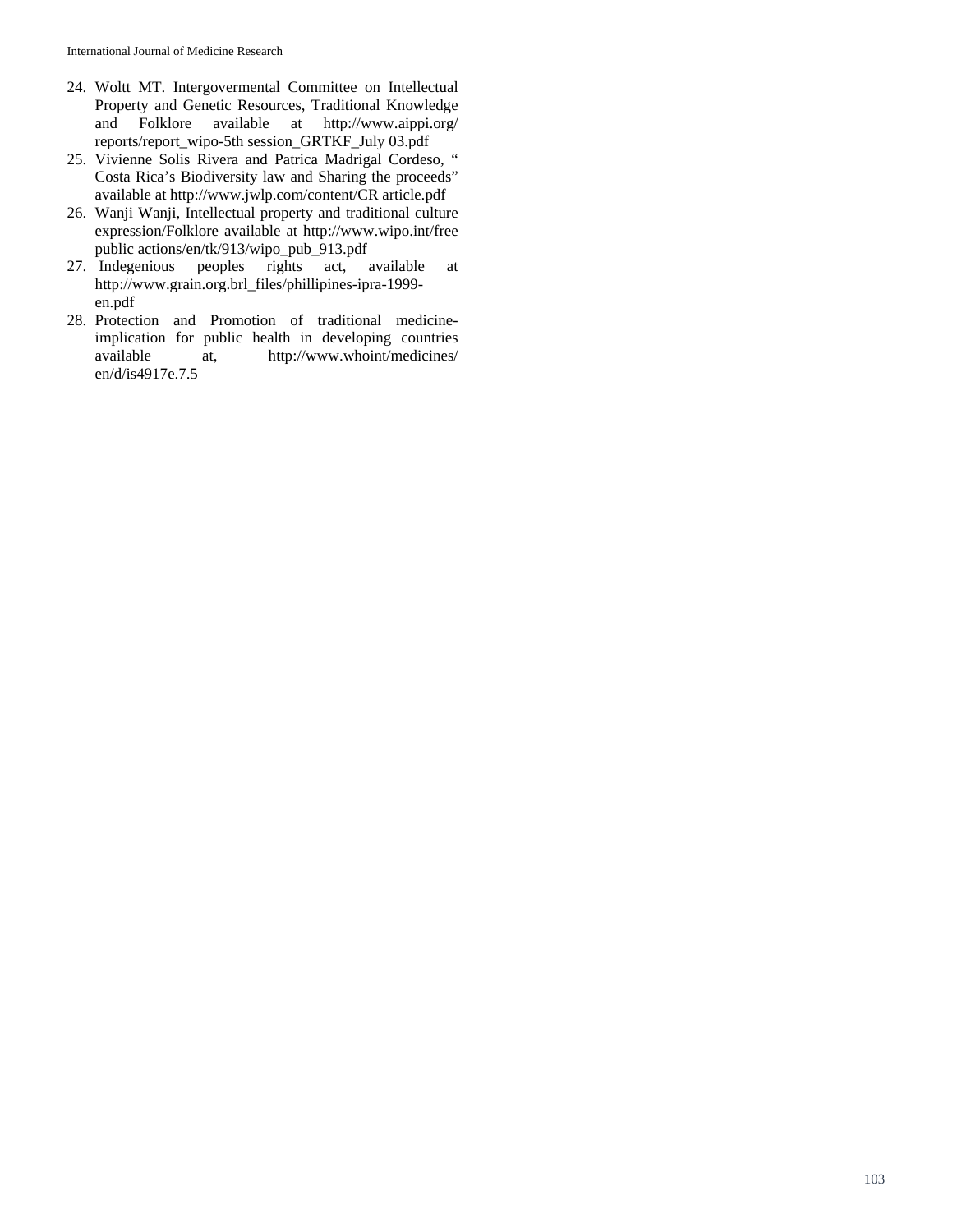24. Woltt MT. Intergovermental Committee on Intellectual Property and Genetic Resources, Traditional Knowledge and Folklore available at http://www.aippi.org/ reports/report_wipo-5th session_GRTKF_July 03.pdf
25. Vivienne Solis Rivera and Patrica Madrigal Cordeso, " Costa Rica's Biodiversity law and Sharing the proceeds" available at http://www.jwlp.com/content/CR article.pdf
26. Wanji Wanji, Intellectual property and traditional culture expression/Folklore available at http://www.wipo.int/free public actions/en/tk/913/wipo_pub_913.pdf
27. Indegenious peoples rights act, available at http://www.grain.org.brl_files/phillipines-ipra-1999-en.pdf
28. Protection and Promotion of traditional medicine-implication for public health in developing countries available at, http://www.whoint/medicines/ en/d/is4917e.7.5